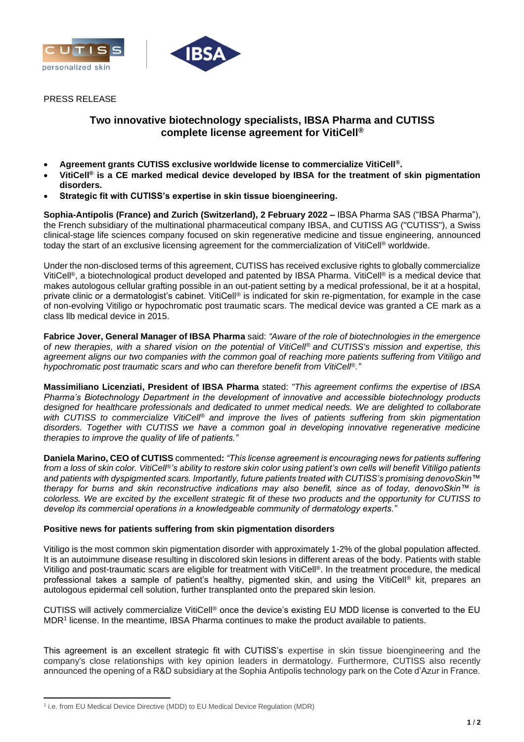PRESS RELEASE

# Two innovative biotechnology specialists, IBSA Pharma and CUTISS complete license agreement for ViticCell®

- **Agreement grants CUTISS exclusive worldwide license to commercialize ViticCell®.**
- **ViticCell® is a CE marked medical device developed by IBSA for the treatment of skin pigmentation disorders.**
- **Strategic fit with CUTISS's expertise in skin tissue bioengineering.**

**Sophia-Antipolis (France) and Zurich (Switzerland), 2 February 2022 –** IBSA Pharma SAS ("IBSA Pharma"), the French subsidiary of the multinational pharmaceutical company IBSA, and CUTISS AG ("CUTISS"), a Swiss clinical-stage life sciences company focused on skin regenerative medicine and tissue engineering, announced today the start of an exclusive licensing agreement for the commercialization of ViticCell® worldwide.

Under the non-disclosed terms of this agreement, CUTISS has received exclusive rights to globally commercialize ViticCell®, a biotechnological product developed and patented by IBSA Pharma. ViticCell® is a medical device that makes autologous cellular grafting possible in an out-patient setting by a medical professional, be it at a hospital, private clinic or a dermatologist's cabinet. ViticCell® is indicated for skin re-pigmentation, for example in the case of non-evolving Vitiligo or hypochromatic post traumatic scars. The medical device was granted a CE mark as a class llb medical device in 2015.

**Fabrice Jover, General Manager of IBSA Pharma** said: *"Aware of the role of biotechnologies in the emergence of new therapies, with a shared vision on the potential of ViticCell® and CUTISS's mission and expertise, this agreement aligns our two companies with the common goal of reaching more patients suffering from Vitiligo and hypochromatic post traumatic scars and who can therefore benefit from ViticCell®."*

**Massimiliano Licenziati, President of IBSA Pharma** stated: *"This agreement confirms the expertise of IBSA Pharma's Biotechnology Department in the development of innovative and accessible biotechnology products designed for healthcare professionals and dedicated to unmet medical needs. We are delighted to collaborate with CUTISS to commercialize ViticCell® and improve the lives of patients suffering from skin pigmentation disorders. Together with CUTISS we have a common goal in developing innovative regenerative medicine therapies to improve the quality of life of patients."*

**Daniela Marino, CEO of CUTISS** commented**:** *"This license agreement is encouraging news for patients suffering from a loss of skin color. ViticCell®'s ability to restore skin color using patient's own cells will benefit Vitiligo patients and patients with dyspigmented scars. Importantly, future patients treated with CUTISS's promising denovoSkin™ therapy for burns and skin reconstructive indications may also benefit, since as of today, denovoSkin™ is colorless. We are excited by the excellent strategic fit of these two products and the opportunity for CUTISS to develop its commercial operations in a knowledgeable community of dermatology experts."*

**Positive news for patients suffering from skin pigmentation disorders**

Vitiligo is the most common skin pigmentation disorder with approximately 1-2% of the global population affected. It is an autoimmune disease resulting in discolored skin lesions in different areas of the body. Patients with stable Vitiligo and post-traumatic scars are eligible for treatment with ViticCell®. In the treatment procedure, the medical professional takes a sample of patient's healthy, pigmented skin, and using the ViticCell® kit, prepares an autologous epidermal cell solution, further transplanted onto the prepared skin lesion.

CUTISS will actively commercialize ViticCell® once the device's existing EU MDD license is converted to the EU MDR[1] license. In the meantime, IBSA Pharma continues to make the product available to patients.

This agreement is an excellent strategic fit with CUTISS's expertise in skin tissue bioengineering and the company's close relationships with key opinion leaders in dermatology. Furthermore, CUTISS also recently announced the opening of a R&D subsidiary at the Sophia Antipolis technology park on the Cote d'Azur in France.

[1] i.e. from EU Medical Device Directive (MDD) to EU Medical Device Regulation (MDR)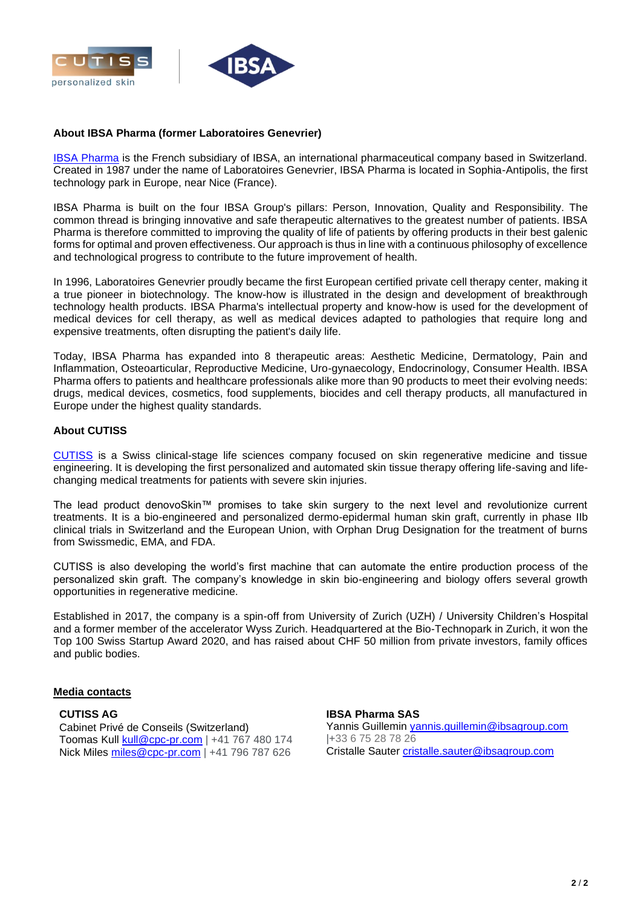## About IBSA Pharma (former Laboratoires Genevrier)

IBSA Pharma is the French subsidiary of IBSA, an international pharmaceutical company based in Switzerland. Created in 1987 under the name of Laboratoires Genevrier, IBSA Pharma is located in Sophia-Antipolis, the first technology park in Europe, near Nice (France).

IBSA Pharma is built on the four IBSA Group's pillars: Person, Innovation, Quality and Responsibility. The common thread is bringing innovative and safe therapeutic alternatives to the greatest number of patients. IBSA Pharma is therefore committed to improving the quality of life of patients by offering products in their best galenic forms for optimal and proven effectiveness. Our approach is thus in line with a continuous philosophy of excellence and technological progress to contribute to the future improvement of health.

In 1996, Laboratoires Genevrier proudly became the first European certified private cell therapy center, making it a true pioneer in biotechnology. The know-how is illustrated in the design and development of breakthrough technology health products. IBSA Pharma's intellectual property and know-how is used for the development of medical devices for cell therapy, as well as medical devices adapted to pathologies that require long and expensive treatments, often disrupting the patient's daily life.

Today, IBSA Pharma has expanded into 8 therapeutic areas: Aesthetic Medicine, Dermatology, Pain and Inflammation, Osteoarticular, Reproductive Medicine, Uro-gynaecology, Endocrinology, Consumer Health. IBSA Pharma offers to patients and healthcare professionals alike more than 90 products to meet their evolving needs: drugs, medical devices, cosmetics, food supplements, biocides and cell therapy products, all manufactured in Europe under the highest quality standards.

## About CUTISS

CUTISS is a Swiss clinical-stage life sciences company focused on skin regenerative medicine and tissue engineering. It is developing the first personalized and automated skin tissue therapy offering life-saving and life-changing medical treatments for patients with severe skin injuries.

The lead product denovoSkin™ promises to take skin surgery to the next level and revolutionize current treatments. It is a bio-engineered and personalized dermo-epidermal human skin graft, currently in phase IIb clinical trials in Switzerland and the European Union, with Orphan Drug Designation for the treatment of burns from Swissmedic, EMA, and FDA.

CUTISS is also developing the world's first machine that can automate the entire production process of the personalized skin graft. The company's knowledge in skin bio-engineering and biology offers several growth opportunities in regenerative medicine.

Established in 2017, the company is a spin-off from University of Zurich (UZH) / University Children's Hospital and a former member of the accelerator Wyss Zurich. Headquartered at the Bio-Technopark in Zurich, it won the Top 100 Swiss Startup Award 2020, and has raised about CHF 50 million from private investors, family offices and public bodies.

## Media contacts

**CUTISS AG**
Cabinet Privé de Conseils (Switzerland)
Toomas Kull kull@cpc-pr.com | +41 767 480 174
Nick Miles miles@cpc-pr.com | +41 796 787 626

**IBSA Pharma SAS**
Yannis Guillemin yannis.guillemin@ibsagroup.com |+33 6 75 28 78 26
Cristalle Sauter cristalle.sauter@ibsagroup.com